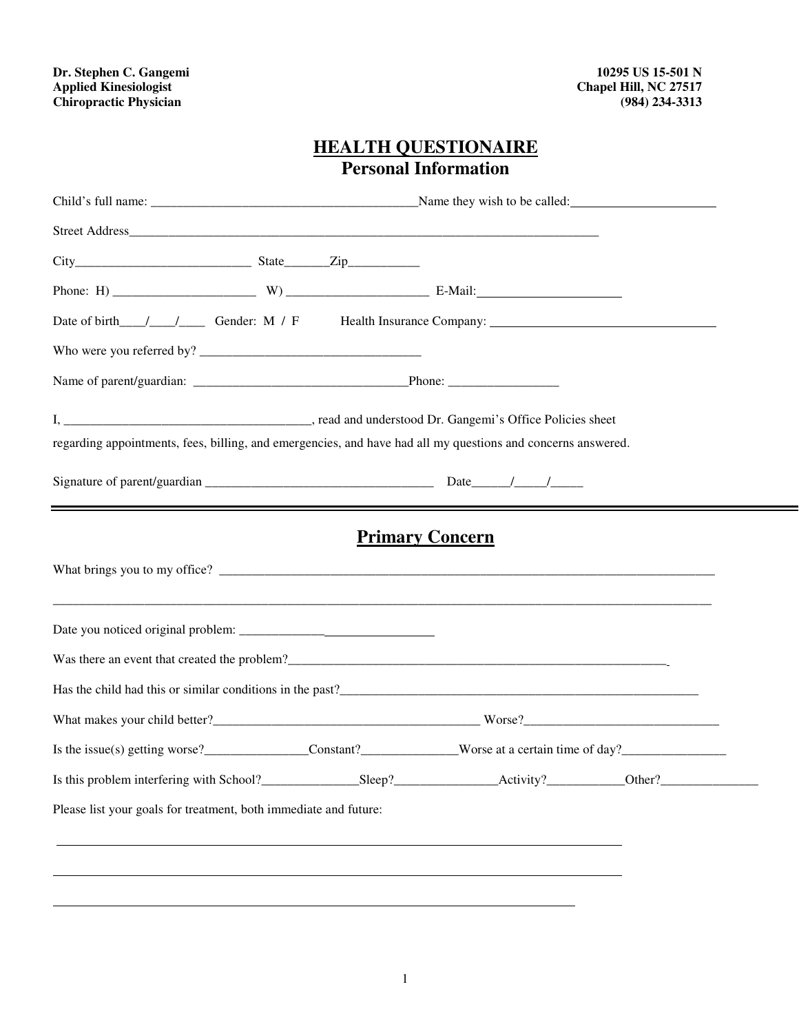**Dr. Stephen C. Gangemi**
**Applied Kinesiologist**
**Chiropractic Physician**

**10295 US 15-501 N**
**Chapel Hill, NC 27517**
**(984) 234-3313**

# HEALTH QUESTIONAIRE

## Personal Information

Child's full name: ________________________________________ Name they wish to be called: ______________________

Street Address ______________________________________________________________________________

City ___________________________ State _______ Zip ___________

Phone: H) ______________________ W) ______________________ E-Mail: ______________________

Date of birth ____/____/____ Gender: M / F Health Insurance Company: ___________________________________

Who were you referred by? ___________________________________

Name of parent/guardian: _________________________________ Phone: _________________

I, ______________________________________, read and understood Dr. Gangemi's Office Policies sheet regarding appointments, fees, billing, and emergencies, and have had all my questions and concerns answered.

Signature of parent/guardian ___________________________________ Date ______/_____/_____

---

## Primary Concern

What brings you to my office? ________________________________________________________________________________

______________________________________________________________________________________________________

Date you noticed original problem: ______________________________

Was there an event that created the problem? ________________________________________________________________

Has the child had this or similar conditions in the past? __________________________________________________________

What makes your child better? __________________________________________ Worse? ______________________________

Is the issue(s) getting worse? ________________ Constant? _______________ Worse at a certain time of day? ________________

Is this problem interfering with School? _______________ Sleep? ________________ Activity? ____________ Other? _______________

Please list your goals for treatment, both immediate and future:

_____________________________________________________________________________________

_____________________________________________________________________________________

_____________________________________________________________________________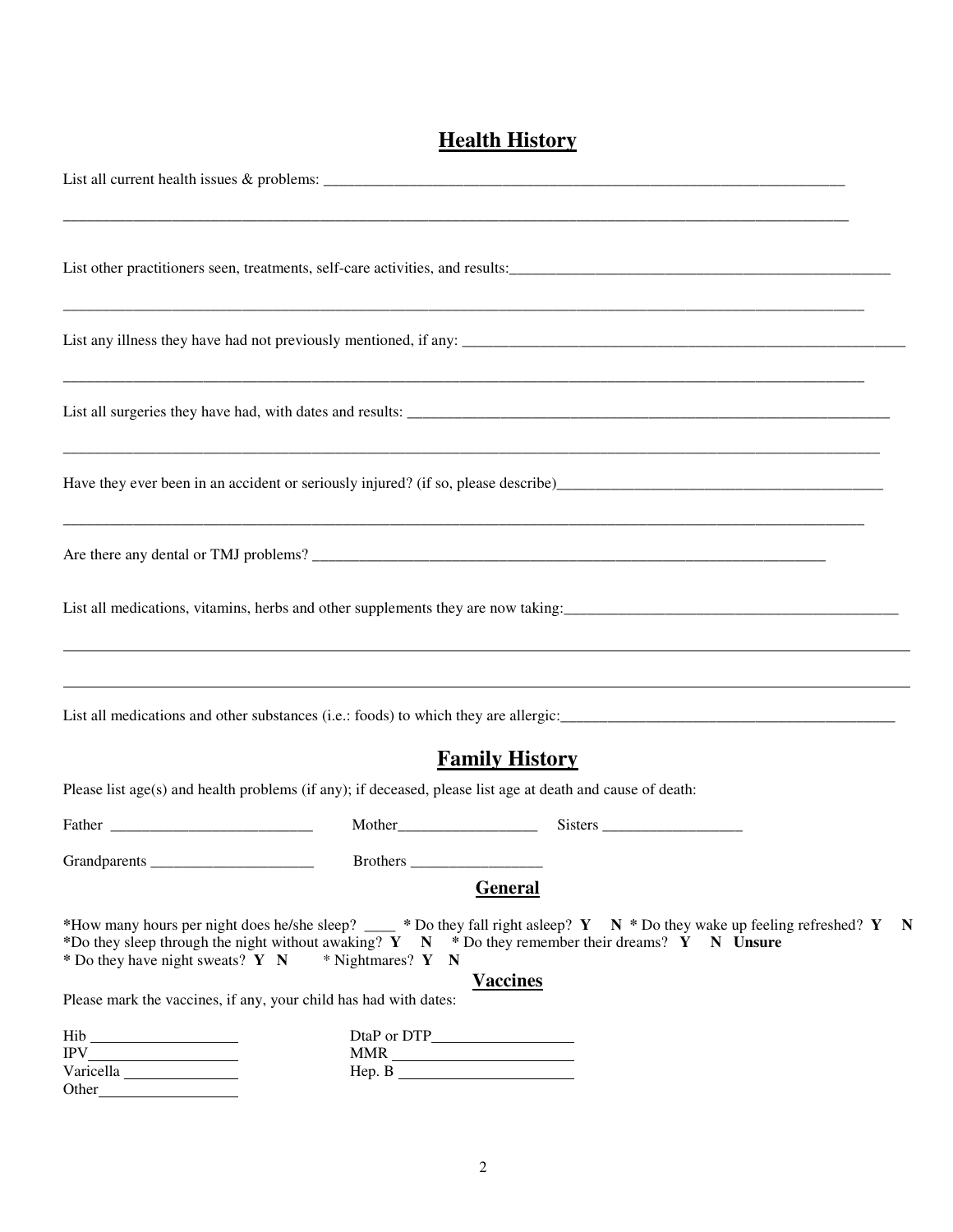## Health History

List all current health issues & problems: ______________________________________________________________________

_______________________________________________________________________________________________________

List other practitioners seen, treatments, self-care activities, and results:_______________________________________________________

_______________________________________________________________________________________________________

List any illness they have had not previously mentioned, if any: _____________________________________________________________

_______________________________________________________________________________________________________

List all surgeries they have had, with dates and results: ___________________________________________________________________

_______________________________________________________________________________________________________

Have they ever been in an accident or seriously injured? (if so, please describe)_____________________________________________

_______________________________________________________________________________________________________

Are there any dental or TMJ problems? ______________________________________________________________________

List all medications, vitamins, herbs and other supplements they are now taking:_____________________________________________

_______________________________________________________________________________________________________

_______________________________________________________________________________________________________

List all medications and other substances (i.e.: foods) to which they are allergic:_____________________________________________

## Family History

Please list age(s) and health problems (if any); if deceased, please list age at death and cause of death:

Father ___________________________ Mother__________________ Sisters __________________

Grandparents _____________________ Brothers _________________

## General

*How many hours per night does he/she sleep? ____ * Do they fall right asleep? **Y** **N** * Do they wake up feeling refreshed? **Y** **N**
*Do they sleep through the night without awaking? **Y** **N** * Do they remember their dreams? **Y** **N** **Unsure**
* Do they have night sweats? **Y** **N** * Nightmares? **Y** **N**

## Vaccines

Please mark the vaccines, if any, your child has had with dates:

Hib ___________________ DtaP or DTP__________________
IPV___________________ MMR ______________________
Varicella _______________ Hep. B _______________________
Other__________________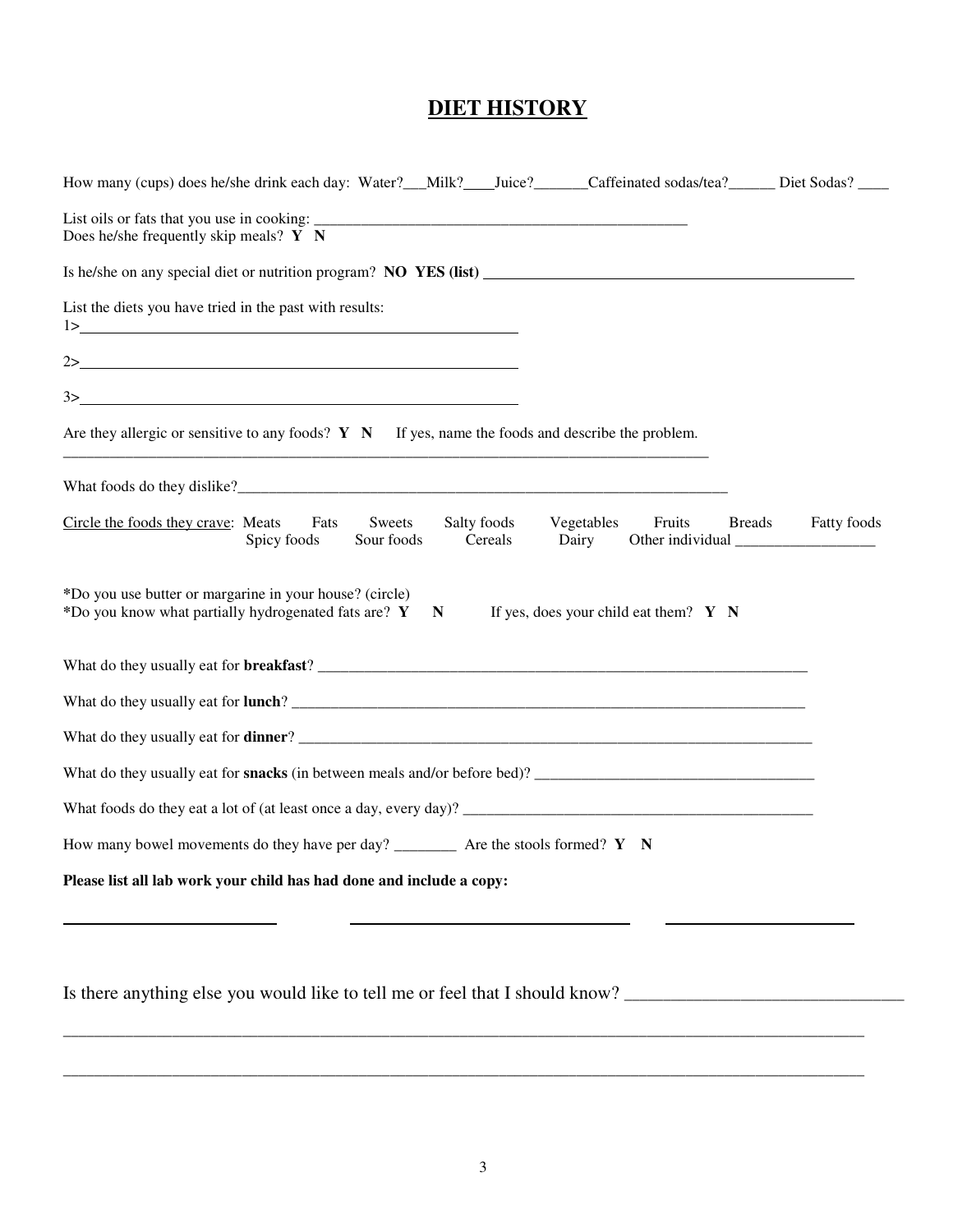# DIET HISTORY

How many (cups) does he/she drink each day: Water?___Milk?____Juice?_______Caffeinated sodas/tea?______ Diet Sodas? ____

List oils or fats that you use in cooking: _________________________________________________

Does he/she frequently skip meals? **Y N**

Is he/she on any special diet or nutrition program? **NO YES (list)** _________________________________________________

List the diets you have tried in the past with results:

1>_________________________________________________

2>_________________________________________________

3>_________________________________________________

Are they allergic or sensitive to any foods? **Y N** If yes, name the foods and describe the problem.

_________________________________________________________________________________

What foods do they dislike?_________________________________________________________________

Circle the foods they crave: Meats Fats Sweets Salty foods Vegetables Fruits Breads Fatty foods Spicy foods Sour foods Cereals Dairy Other individual __________________

*Do you use butter or margarine in your house? (circle)

*Do you know what partially hydrogenated fats are? **Y N** If yes, does your child eat them? **Y N**

What do they usually eat for **breakfast**? _________________________________________________________________

What do they usually eat for **lunch**? _________________________________________________________________

What do they usually eat for **dinner**? _________________________________________________________________

What do they usually eat for **snacks** (in between meals and/or before bed)? ____________________________________

What foods do they eat a lot of (at least once a day, every day)? ______________________________________________

How many bowel movements do they have per day? ________ Are the stools formed? **Y N**

**Please list all lab work your child has had done and include a copy:**

__________________________ __________________________________ _______________________

Is there anything else you would like to tell me or feel that I should know? ______________________________

_____________________________________________________________________________________________

_____________________________________________________________________________________________